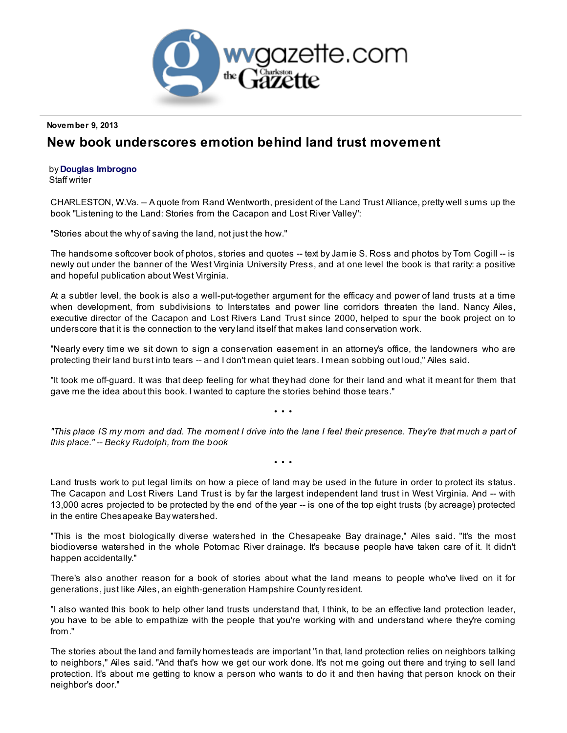November 9, 2013

# New book underscores emotion behind land trust movement

by **Douglas Imbrogno**
Staff writer

CHARLESTON, W.Va. -- A quote from Rand Wentworth, president of the Land Trust Alliance, pretty well sums up the book "Listening to the Land: Stories from the Cacapon and Lost River Valley":

"Stories about the why of saving the land, not just the how."

The handsome softcover book of photos, stories and quotes -- text by Jamie S. Ross and photos by Tom Cogill -- is newly out under the banner of the West Virginia University Press, and at one level the book is that rarity: a positive and hopeful publication about West Virginia.

At a subtler level, the book is also a well-put-together argument for the efficacy and power of land trusts at a time when development, from subdivisions to Interstates and power line corridors threaten the land. Nancy Ailes, executive director of the Cacapon and Lost Rivers Land Trust since 2000, helped to spur the book project on to underscore that it is the connection to the very land itself that makes land conservation work.

"Nearly every time we sit down to sign a conservation easement in an attorney's office, the landowners who are protecting their land burst into tears -- and I don't mean quiet tears. I mean sobbing out loud," Ailes said.

"It took me off-guard. It was that deep feeling for what they had done for their land and what it meant for them that gave me the idea about this book. I wanted to capture the stories behind those tears."

• • •

*"This place IS my mom and dad. The moment I drive into the lane I feel their presence. They're that much a part of this place." -- Becky Rudolph, from the book*

• • •

Land trusts work to put legal limits on how a piece of land may be used in the future in order to protect its status. The Cacapon and Lost Rivers Land Trust is by far the largest independent land trust in West Virginia. And -- with 13,000 acres projected to be protected by the end of the year -- is one of the top eight trusts (by acreage) protected in the entire Chesapeake Bay watershed.

"This is the most biologically diverse watershed in the Chesapeake Bay drainage," Ailes said. "It's the most biodioverse watershed in the whole Potomac River drainage. It's because people have taken care of it. It didn't happen accidentally."

There's also another reason for a book of stories about what the land means to people who've lived on it for generations, just like Ailes, an eighth-generation Hampshire County resident.

"I also wanted this book to help other land trusts understand that, I think, to be an effective land protection leader, you have to be able to empathize with the people that you're working with and understand where they're coming from."

The stories about the land and family homesteads are important "in that, land protection relies on neighbors talking to neighbors," Ailes said. "And that's how we get our work done. It's not me going out there and trying to sell land protection. It's about me getting to know a person who wants to do it and then having that person knock on their neighbor's door."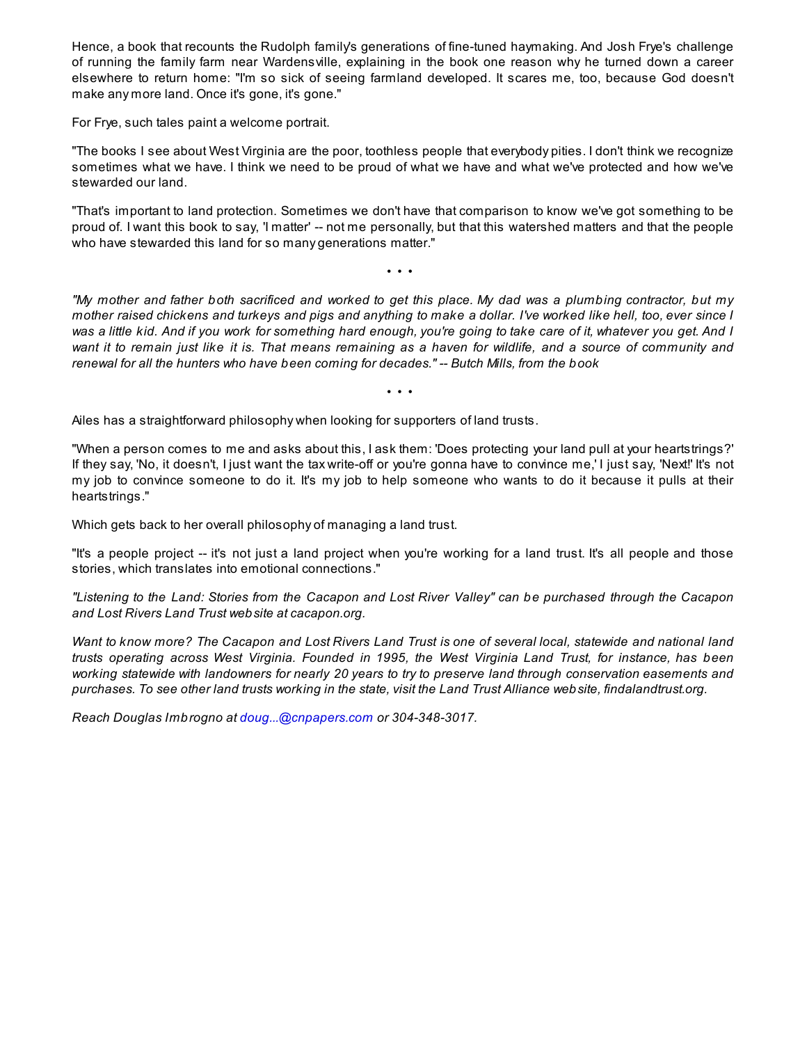Hence, a book that recounts the Rudolph family's generations of fine-tuned haymaking. And Josh Frye's challenge of running the family farm near Wardensville, explaining in the book one reason why he turned down a career elsewhere to return home: "I'm so sick of seeing farmland developed. It scares me, too, because God doesn't make any more land. Once it's gone, it's gone."

For Frye, such tales paint a welcome portrait.

"The books I see about West Virginia are the poor, toothless people that everybody pities. I don't think we recognize sometimes what we have. I think we need to be proud of what we have and what we've protected and how we've stewarded our land.

"That's important to land protection. Sometimes we don't have that comparison to know we've got something to be proud of. I want this book to say, 'I matter' -- not me personally, but that this watershed matters and that the people who have stewarded this land for so many generations matter."

• • •

*"My mother and father both sacrificed and worked to get this place. My dad was a plumbing contractor, but my mother raised chickens and turkeys and pigs and anything to make a dollar. I've worked like hell, too, ever since I was a little kid. And if you work for something hard enough, you're going to take care of it, whatever you get. And I want it to remain just like it is. That means remaining as a haven for wildlife, and a source of community and renewal for all the hunters who have been coming for decades." -- Butch Mills, from the book*

• • •

Ailes has a straightforward philosophy when looking for supporters of land trusts.

"When a person comes to me and asks about this, I ask them: 'Does protecting your land pull at your heartstrings?' If they say, 'No, it doesn't, I just want the tax write-off or you're gonna have to convince me,' I just say, 'Next!' It's not my job to convince someone to do it. It's my job to help someone who wants to do it because it pulls at their heartstrings."

Which gets back to her overall philosophy of managing a land trust.

"It's a people project -- it's not just a land project when you're working for a land trust. It's all people and those stories, which translates into emotional connections."

*"Listening to the Land: Stories from the Cacapon and Lost River Valley" can be purchased through the Cacapon and Lost Rivers Land Trust website at cacapon.org.*

*Want to know more? The Cacapon and Lost Rivers Land Trust is one of several local, statewide and national land trusts operating across West Virginia. Founded in 1995, the West Virginia Land Trust, for instance, has been working statewide with landowners for nearly 20 years to try to preserve land through conservation easements and purchases. To see other land trusts working in the state, visit the Land Trust Alliance website, findalandtrust.org.*

*Reach Douglas Imbrogno at doug...@cnpapers.com or 304-348-3017.*